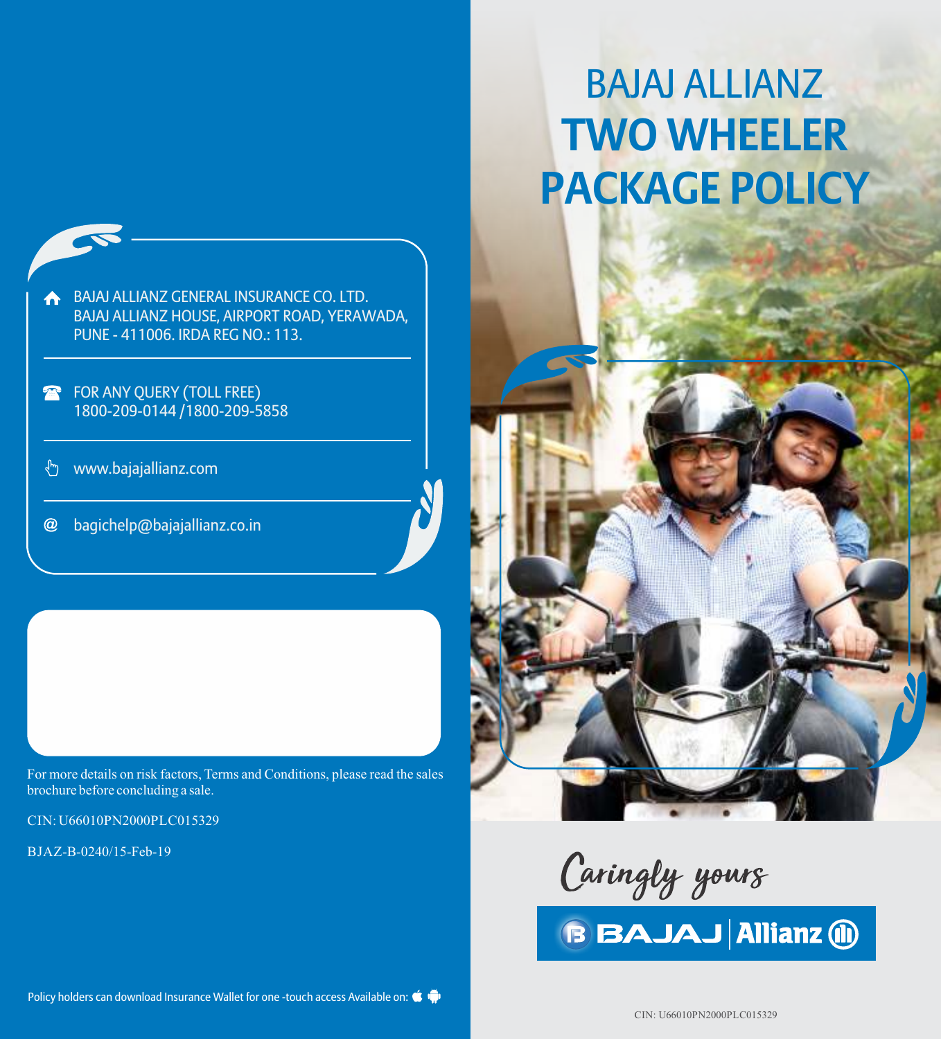# BAJAJ ALLIANZ TWO WHEELER PACKAGE POLICY

BAJAJ ALLIANZ GENERAL INSURANCE CO. LTD.
BAJAJ ALLIANZ HOUSE, AIRPORT ROAD, YERAWADA,
PUNE - 411006. IRDA REG NO.: 113.

FOR ANY QUERY (TOLL FREE)
1800-209-0144 / 1800-209-5858

www.bajajallianz.com

bagichelp@bajajallianz.co.in

For more details on risk factors, Terms and Conditions, please read the sales brochure before concluding a sale.

CIN: U66010PN2000PLC015329

BJAZ-B-0240/15-Feb-19

Policy holders can download Insurance Wallet for one -touch access Available on:

*Caringly yours*

BAJAJ | Allianz

CIN: U66010PN2000PLC015329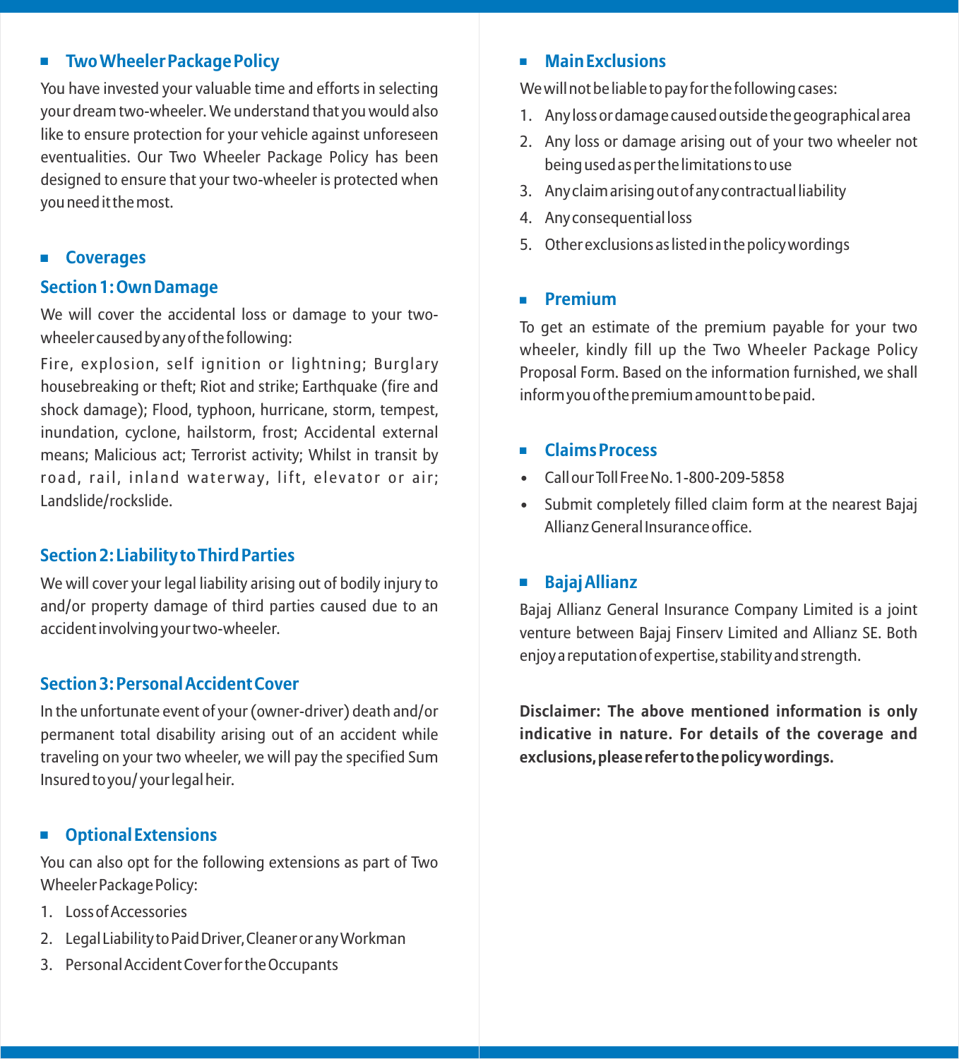## Two Wheeler Package Policy

You have invested your valuable time and efforts in selecting your dream two-wheeler. We understand that you would also like to ensure protection for your vehicle against unforeseen eventualities. Our Two Wheeler Package Policy has been designed to ensure that your two-wheeler is protected when you need it the most.

## Coverages

### Section 1: Own Damage

We will cover the accidental loss or damage to your two-wheeler caused by any of the following:

Fire, explosion, self ignition or lightning; Burglary housebreaking or theft; Riot and strike; Earthquake (fire and shock damage); Flood, typhoon, hurricane, storm, tempest, inundation, cyclone, hailstorm, frost; Accidental external means; Malicious act; Terrorist activity; Whilst in transit by road, rail, inland waterway, lift, elevator or air; Landslide/rockslide.

### Section 2: Liability to Third Parties

We will cover your legal liability arising out of bodily injury to and/or property damage of third parties caused due to an accident involving your two-wheeler.

### Section 3: Personal Accident Cover

In the unfortunate event of your (owner-driver) death and/or permanent total disability arising out of an accident while traveling on your two wheeler, we will pay the specified Sum Insured to you/ your legal heir.

## Optional Extensions

You can also opt for the following extensions as part of Two Wheeler Package Policy:

1. Loss of Accessories
2. Legal Liability to Paid Driver, Cleaner or any Workman
3. Personal Accident Cover for the Occupants

## Main Exclusions

We will not be liable to pay for the following cases:

1. Any loss or damage caused outside the geographical area
2. Any loss or damage arising out of your two wheeler not being used as per the limitations to use
3. Any claim arising out of any contractual liability
4. Any consequential loss
5. Other exclusions as listed in the policy wordings

## Premium

To get an estimate of the premium payable for your two wheeler, kindly fill up the Two Wheeler Package Policy Proposal Form. Based on the information furnished, we shall inform you of the premium amount to be paid.

## Claims Process

- Call our Toll Free No. 1-800-209-5858
- Submit completely filled claim form at the nearest Bajaj Allianz General Insurance office.

## Bajaj Allianz

Bajaj Allianz General Insurance Company Limited is a joint venture between Bajaj Finserv Limited and Allianz SE. Both enjoy a reputation of expertise, stability and strength.

**Disclaimer: The above mentioned information is only indicative in nature. For details of the coverage and exclusions, please refer to the policy wordings.**